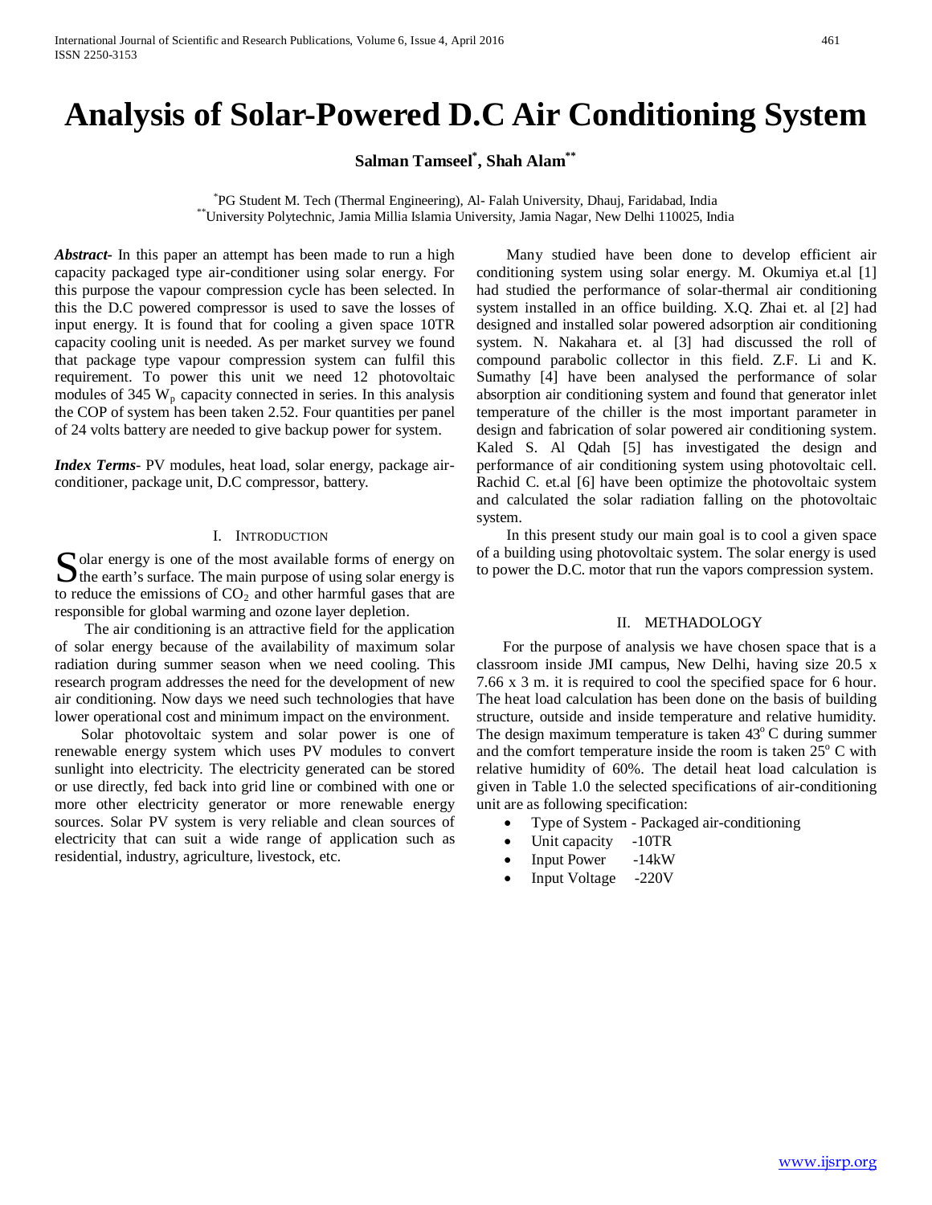# Analysis of Solar-Powered D.C Air Conditioning System

**Salman Tamseel[*], Shah Alam[**]**

[*]PG Student M. Tech (Thermal Engineering), Al- Falah University, Dhauj, Faridabad, India
[**]University Polytechnic, Jamia Millia Islamia University, Jamia Nagar, New Delhi 110025, India

***Abstract-*** In this paper an attempt has been made to run a high capacity packaged type air-conditioner using solar energy. For this purpose the vapour compression cycle has been selected. In this the D.C powered compressor is used to save the losses of input energy. It is found that for cooling a given space 10TR capacity cooling unit is needed. As per market survey we found that package type vapour compression system can fulfil this requirement. To power this unit we need 12 photovoltaic modules of 345 $W_p$ capacity connected in series. In this analysis the COP of system has been taken 2.52. Four quantities per panel of 24 volts battery are needed to give backup power for system.

***Index Terms-*** PV modules, heat load, solar energy, package air-conditioner, package unit, D.C compressor, battery.

## I. Introduction

Solar energy is one of the most available forms of energy on the earth's surface. The main purpose of using solar energy is to reduce the emissions of $CO_2$ and other harmful gases that are responsible for global warming and ozone layer depletion.

The air conditioning is an attractive field for the application of solar energy because of the availability of maximum solar radiation during summer season when we need cooling. This research program addresses the need for the development of new air conditioning. Now days we need such technologies that have lower operational cost and minimum impact on the environment.

Solar photovoltaic system and solar power is one of renewable energy system which uses PV modules to convert sunlight into electricity. The electricity generated can be stored or use directly, fed back into grid line or combined with one or more other electricity generator or more renewable energy sources. Solar PV system is very reliable and clean sources of electricity that can suit a wide range of application such as residential, industry, agriculture, livestock, etc.

Many studied have been done to develop efficient air conditioning system using solar energy. M. Okumiya et.al [1] had studied the performance of solar-thermal air conditioning system installed in an office building. X.Q. Zhai et. al [2] had designed and installed solar powered adsorption air conditioning system. N. Nakahara et. al [3] had discussed the roll of compound parabolic collector in this field. Z.F. Li and K. Sumathy [4] have been analysed the performance of solar absorption air conditioning system and found that generator inlet temperature of the chiller is the most important parameter in design and fabrication of solar powered air conditioning system. Kaled S. Al Qdah [5] has investigated the design and performance of air conditioning system using photovoltaic cell. Rachid C. et.al [6] have been optimize the photovoltaic system and calculated the solar radiation falling on the photovoltaic system.

In this present study our main goal is to cool a given space of a building using photovoltaic system. The solar energy is used to power the D.C. motor that run the vapors compression system.

## II. Methadology

For the purpose of analysis we have chosen space that is a classroom inside JMI campus, New Delhi, having size 20.5 x 7.66 x 3 m. it is required to cool the specified space for 6 hour. The heat load calculation has been done on the basis of building structure, outside and inside temperature and relative humidity. The design maximum temperature is taken $43^o$ C during summer and the comfort temperature inside the room is taken $25^o$ C with relative humidity of 60%. The detail heat load calculation is given in Table 1.0 the selected specifications of air-conditioning unit are as following specification:

- Type of System - Packaged air-conditioning
- Unit capacity -10TR
- Input Power -14kW
- Input Voltage -220V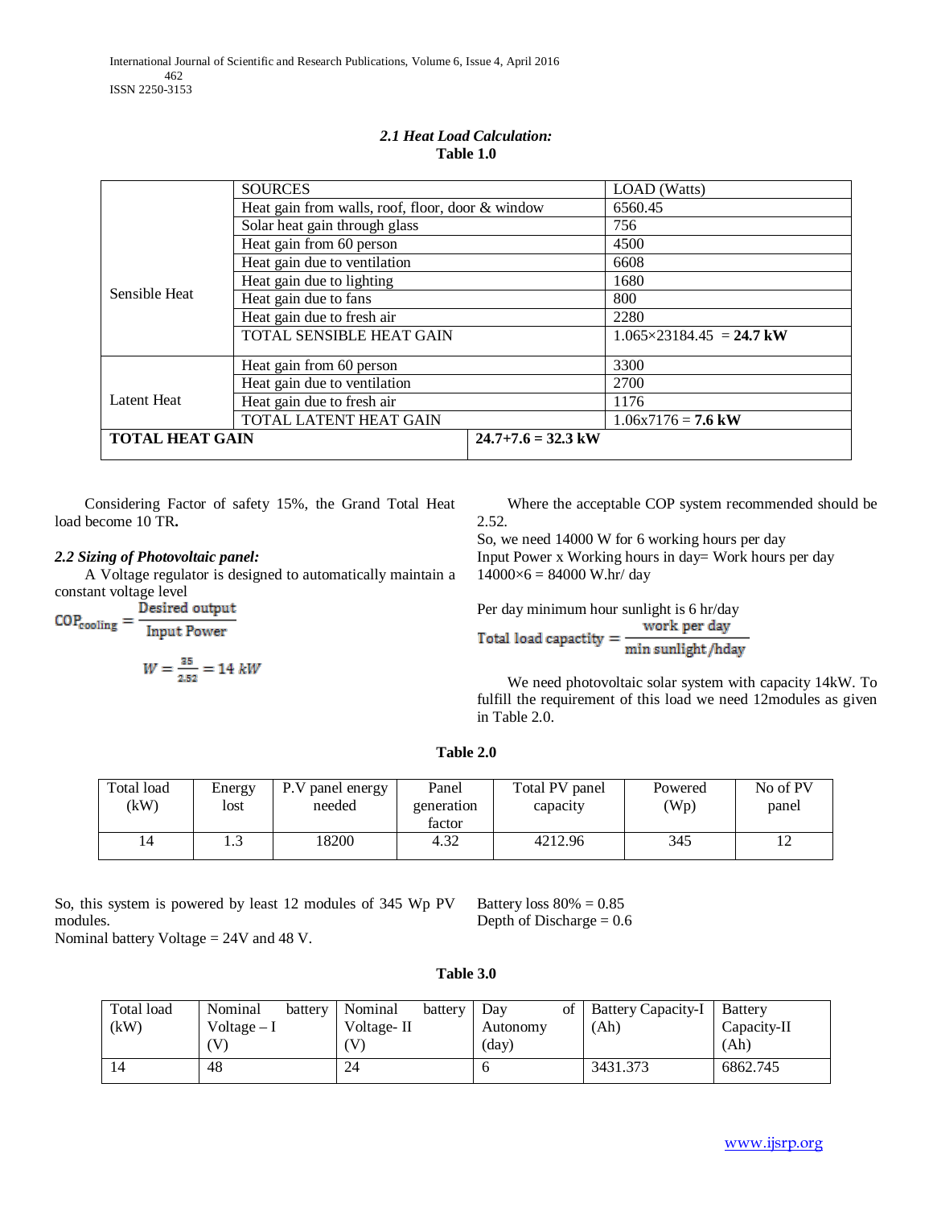### *2.1 Heat Load Calculation:*

**Table 1.0**

| | SOURCES | LOAD (Watts) |
|---|---|---|
| Sensible Heat | Heat gain from walls, roof, floor, door & window | 6560.45 |
| | Solar heat gain through glass | 756 |
| | Heat gain from 60 person | 4500 |
| | Heat gain due to ventilation | 6608 |
| | Heat gain due to lighting | 1680 |
| | Heat gain due to fans | 800 |
| | Heat gain due to fresh air | 2280 |
| | TOTAL SENSIBLE HEAT GAIN | 1.065×23184.45 = **24.7 kW** |
| Latent Heat | Heat gain from 60 person | 3300 |
| | Heat gain due to ventilation | 2700 |
| | Heat gain due to fresh air | 1176 |
| | TOTAL LATENT HEAT GAIN | 1.06x7176 = **7.6 kW** |
| **TOTAL HEAT GAIN** | **24.7+7.6 = 32.3 kW** | |

Considering Factor of safety 15%, the Grand Total Heat load become 10 TR**.**

### *2.2 Sizing of Photovoltaic panel:*

A Voltage regulator is designed to automatically maintain a constant voltage level

$$COP_{cooling} = \frac{\text{Desired output}}{\text{Input Power}}$$

$$W = \frac{35}{2.52} = 14\ kW$$

Where the acceptable COP system recommended should be 2.52.

So, we need 14000 W for 6 working hours per day

Input Power x Working hours in day= Work hours per day

14000×6 = 84000 W.hr/ day

Per day minimum hour sunlight is 6 hr/day

$$\text{Total load capactity} = \frac{\text{work per day}}{\text{min sunlight /hday}}$$

We need photovoltaic solar system with capacity 14kW. To fulfill the requirement of this load we need 12modules as given in Table 2.0.

**Table 2.0**

| Total load (kW) | Energy lost | P.V panel energy needed | Panel generation factor | Total PV panel capacity | Powered (Wp) | No of PV panel |
|---|---|---|---|---|---|---|
| 14 | 1.3 | 18200 | 4.32 | 4212.96 | 345 | 12 |

So, this system is powered by least 12 modules of 345 Wp PV modules.

Nominal battery Voltage = 24V and 48 V.

Battery loss 80% = 0.85

Depth of Discharge = 0.6

**Table 3.0**

| Total load (kW) | Nominal battery Voltage – I (V) | Nominal battery Voltage- II (V) | Day of Autonomy (day) | Battery Capacity-I (Ah) | Battery Capacity-II (Ah) |
|---|---|---|---|---|---|
| 14 | 48 | 24 | 6 | 3431.373 | 6862.745 |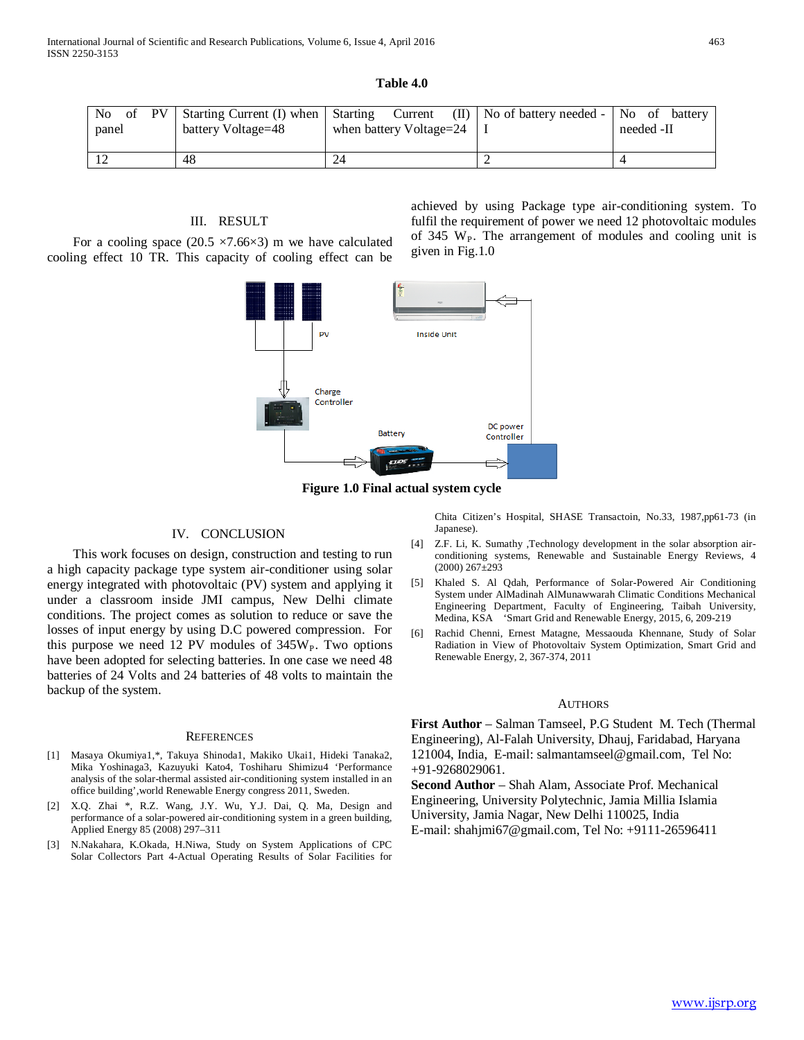**Table 4.0**

| No of PV panel | Starting Current (I) when battery Voltage=48 | Starting Current (II) when battery Voltage=24 | No of battery needed - I | No of battery needed -II |
|---|---|---|---|---|
| 12 | 48 | 24 | 2 | 4 |

## III. RESULT

For a cooling space (20.5 ×7.66×3) m we have calculated cooling effect 10 TR. This capacity of cooling effect can be achieved by using Package type air-conditioning system. To fulfil the requirement of power we need 12 photovoltaic modules of 345 $W_P$. The arrangement of modules and cooling unit is given in Fig.1.0

PV

Inside Unit

Charge Controller

Battery

DC power Controller

**Figure 1.0 Final actual system cycle**

## IV. CONCLUSION

This work focuses on design, construction and testing to run a high capacity package type system air-conditioner using solar energy integrated with photovoltaic (PV) system and applying it under a classroom inside JMI campus, New Delhi climate conditions. The project comes as solution to reduce or save the losses of input energy by using D.C powered compression. For this purpose we need 12 PV modules of 345$W_P$. Two options have been adopted for selecting batteries. In one case we need 48 batteries of 24 Volts and 24 batteries of 48 volts to maintain the backup of the system.

## REFERENCES

[1] Masaya Okumiya1,*, Takuya Shinoda1, Makiko Ukai1, Hideki Tanaka2, Mika Yoshinaga3, Kazuyuki Kato4, Toshiharu Shimizu4 'Performance analysis of the solar-thermal assisted air-conditioning system installed in an office building',world Renewable Energy congress 2011, Sweden.

[2] X.Q. Zhai *, R.Z. Wang, J.Y. Wu, Y.J. Dai, Q. Ma, Design and performance of a solar-powered air-conditioning system in a green building, Applied Energy 85 (2008) 297–311

[3] N.Nakahara, K.Okada, H.Niwa, Study on System Applications of CPC Solar Collectors Part 4-Actual Operating Results of Solar Facilities for Chita Citizen's Hospital, SHASE Transactoin, No.33, 1987,pp61-73 (in Japanese).

[4] Z.F. Li, K. Sumathy ,Technology development in the solar absorption air-conditioning systems, Renewable and Sustainable Energy Reviews, 4 (2000) 267±293

[5] Khaled S. Al Qdah, Performance of Solar-Powered Air Conditioning System under AlMadinah AlMunawwarah Climatic Conditions Mechanical Engineering Department, Faculty of Engineering, Taibah University, Medina, KSA 'Smart Grid and Renewable Energy, 2015, 6, 209-219

[6] Rachid Chenni, Ernest Matagne, Messaouda Khennane, Study of Solar Radiation in View of Photovoltaiv System Optimization, Smart Grid and Renewable Energy, 2, 367-374, 2011

## AUTHORS

**First Author** – Salman Tamseel, P.G Student M. Tech (Thermal Engineering), Al-Falah University, Dhauj, Faridabad, Haryana 121004, India, E-mail: salmantamseel@gmail.com, Tel No: +91-9268029061.

**Second Author** – Shah Alam, Associate Prof. Mechanical Engineering, University Polytechnic, Jamia Millia Islamia University, Jamia Nagar, New Delhi 110025, India
E-mail: shahjmi67@gmail.com, Tel No: +9111-26596411